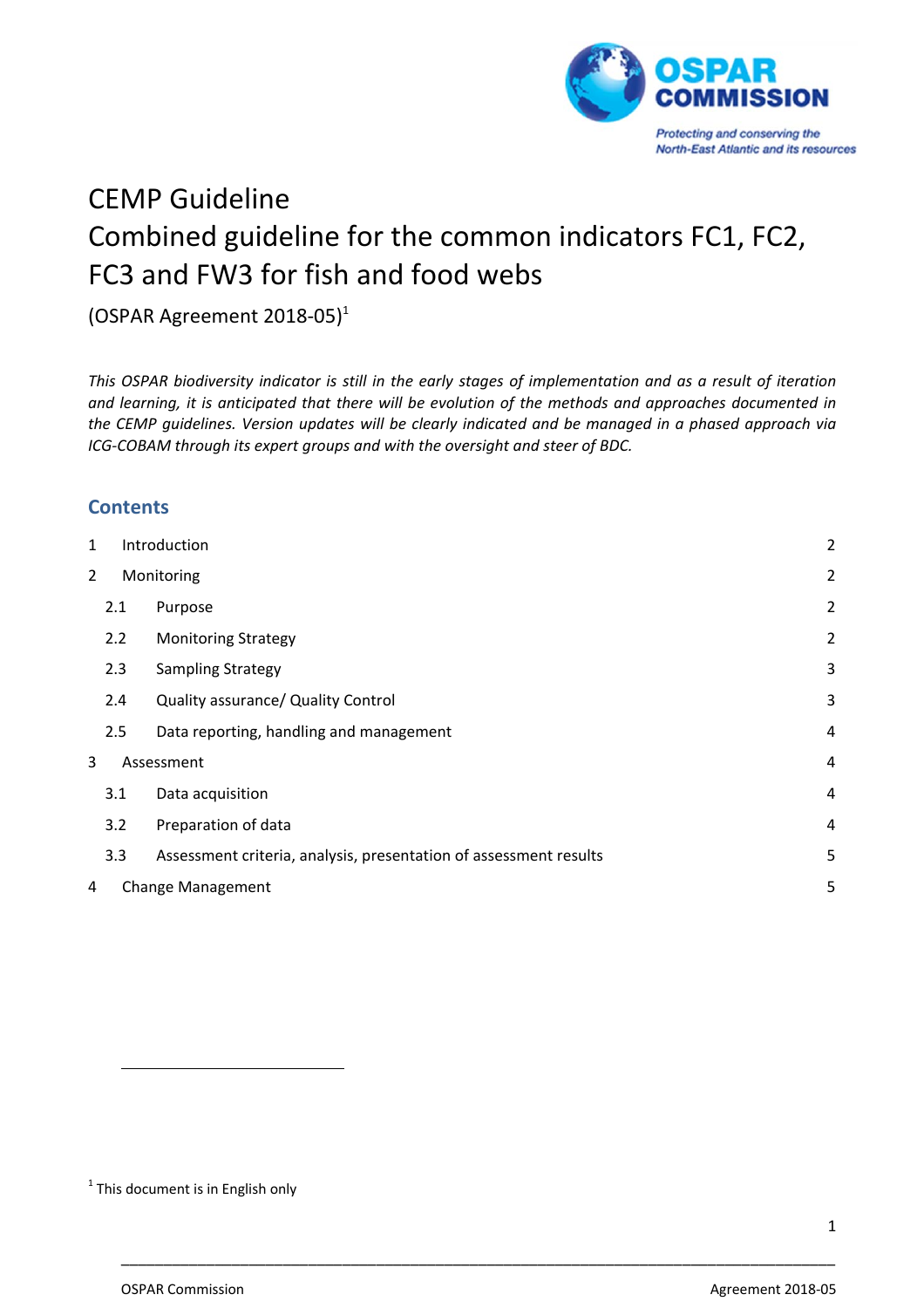# CEMP Guideline
# Combined guideline for the common indicators FC1, FC2, FC3 and FW3 for fish and food webs

(OSPAR Agreement 2018-05)[1]

*This OSPAR biodiversity indicator is still in the early stages of implementation and as a result of iteration and learning, it is anticipated that there will be evolution of the methods and approaches documented in the CEMP guidelines. Version updates will be clearly indicated and be managed in a phased approach via ICG-COBAM through its expert groups and with the oversight and steer of BDC.*

## Contents

| | | |
|---|---|---|
| 1 | Introduction | 2 |
| 2 | Monitoring | 2 |
| 2.1 | Purpose | 2 |
| 2.2 | Monitoring Strategy | 2 |
| 2.3 | Sampling Strategy | 3 |
| 2.4 | Quality assurance/ Quality Control | 3 |
| 2.5 | Data reporting, handling and management | 4 |
| 3 | Assessment | 4 |
| 3.1 | Data acquisition | 4 |
| 3.2 | Preparation of data | 4 |
| 3.3 | Assessment criteria, analysis, presentation of assessment results | 5 |
| 4 | Change Management | 5 |

[1] This document is in English only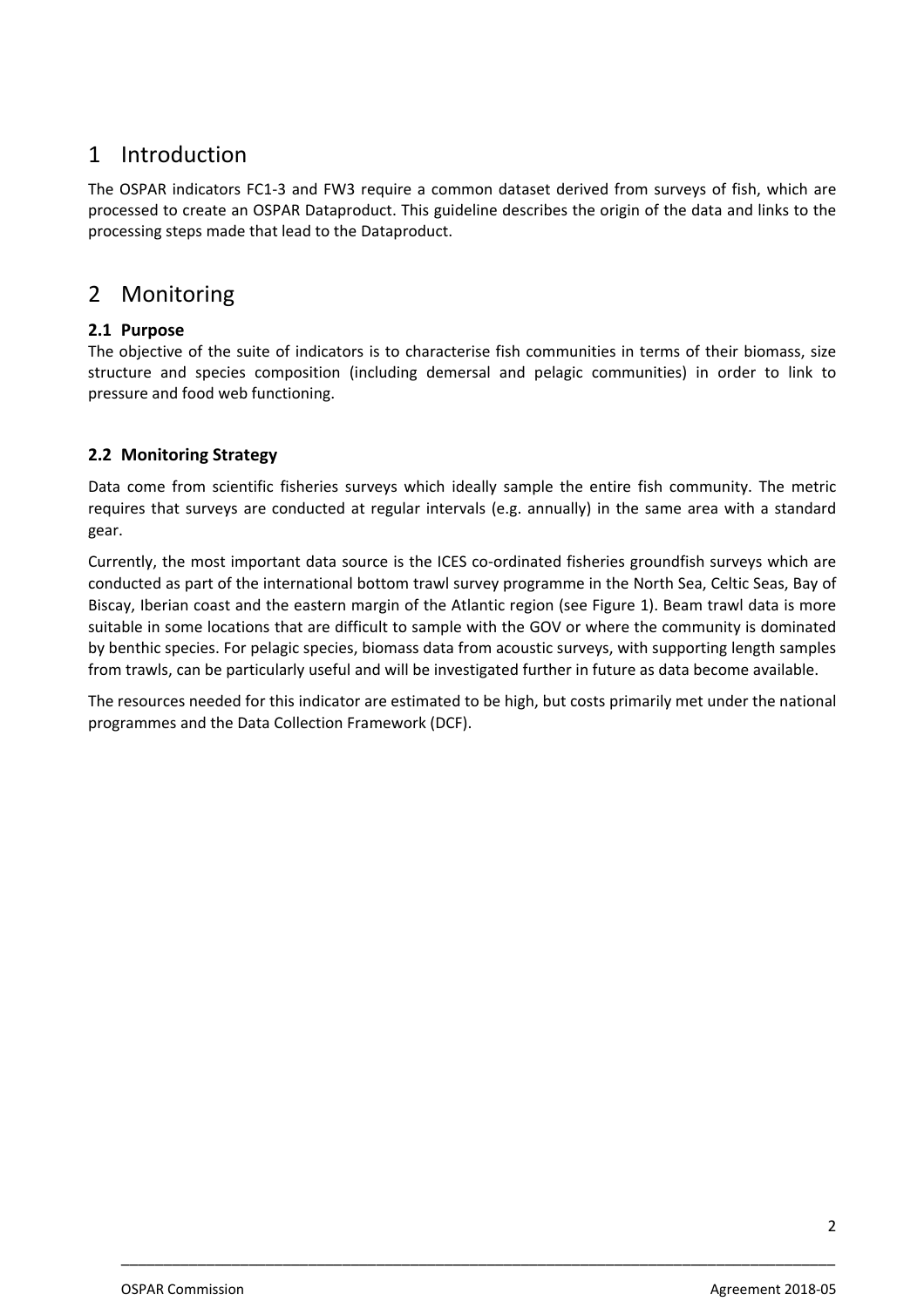# 1 Introduction

The OSPAR indicators FC1-3 and FW3 require a common dataset derived from surveys of fish, which are processed to create an OSPAR Dataproduct. This guideline describes the origin of the data and links to the processing steps made that lead to the Dataproduct.

# 2 Monitoring

## 2.1 Purpose

The objective of the suite of indicators is to characterise fish communities in terms of their biomass, size structure and species composition (including demersal and pelagic communities) in order to link to pressure and food web functioning.

## 2.2 Monitoring Strategy

Data come from scientific fisheries surveys which ideally sample the entire fish community. The metric requires that surveys are conducted at regular intervals (e.g. annually) in the same area with a standard gear.

Currently, the most important data source is the ICES co-ordinated fisheries groundfish surveys which are conducted as part of the international bottom trawl survey programme in the North Sea, Celtic Seas, Bay of Biscay, Iberian coast and the eastern margin of the Atlantic region (see Figure 1). Beam trawl data is more suitable in some locations that are difficult to sample with the GOV or where the community is dominated by benthic species. For pelagic species, biomass data from acoustic surveys, with supporting length samples from trawls, can be particularly useful and will be investigated further in future as data become available.

The resources needed for this indicator are estimated to be high, but costs primarily met under the national programmes and the Data Collection Framework (DCF).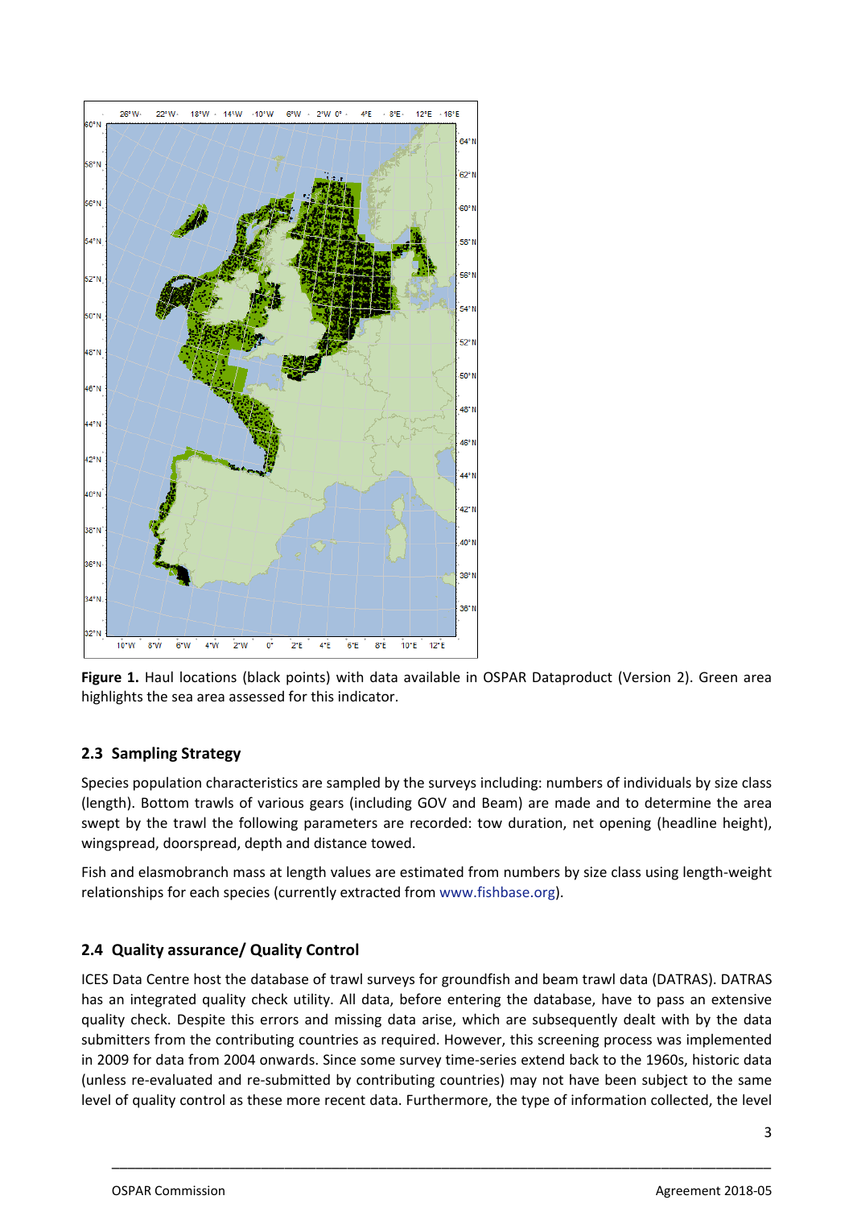**Figure 1.** Haul locations (black points) with data available in OSPAR Dataproduct (Version 2). Green area highlights the sea area assessed for this indicator.

## 2.3 Sampling Strategy

Species population characteristics are sampled by the surveys including: numbers of individuals by size class (length). Bottom trawls of various gears (including GOV and Beam) are made and to determine the area swept by the trawl the following parameters are recorded: tow duration, net opening (headline height), wingspread, doorspread, depth and distance towed.

Fish and elasmobranch mass at length values are estimated from numbers by size class using length-weight relationships for each species (currently extracted from www.fishbase.org).

## 2.4 Quality assurance/ Quality Control

ICES Data Centre host the database of trawl surveys for groundfish and beam trawl data (DATRAS). DATRAS has an integrated quality check utility. All data, before entering the database, have to pass an extensive quality check. Despite this errors and missing data arise, which are subsequently dealt with by the data submitters from the contributing countries as required. However, this screening process was implemented in 2009 for data from 2004 onwards. Since some survey time-series extend back to the 1960s, historic data (unless re-evaluated and re-submitted by contributing countries) may not have been subject to the same level of quality control as these more recent data. Furthermore, the type of information collected, the level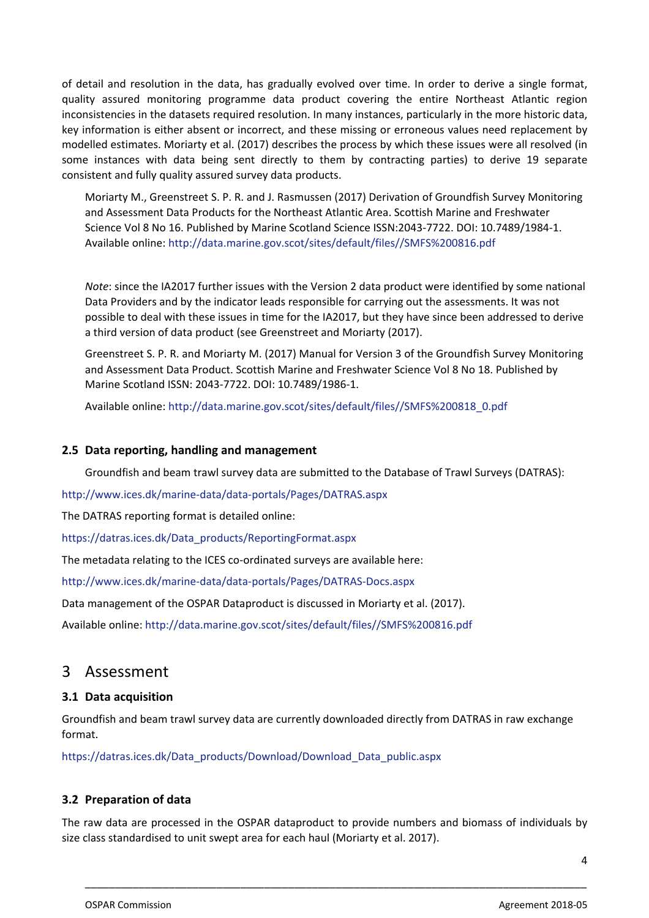of detail and resolution in the data, has gradually evolved over time. In order to derive a single format, quality assured monitoring programme data product covering the entire Northeast Atlantic region inconsistencies in the datasets required resolution. In many instances, particularly in the more historic data, key information is either absent or incorrect, and these missing or erroneous values need replacement by modelled estimates. Moriarty et al. (2017) describes the process by which these issues were all resolved (in some instances with data being sent directly to them by contracting parties) to derive 19 separate consistent and fully quality assured survey data products.

> Moriarty M., Greenstreet S. P. R. and J. Rasmussen (2017) Derivation of Groundfish Survey Monitoring and Assessment Data Products for the Northeast Atlantic Area. Scottish Marine and Freshwater Science Vol 8 No 16. Published by Marine Scotland Science ISSN:2043-7722. DOI: 10.7489/1984-1. Available online: http://data.marine.gov.scot/sites/default/files//SMFS%200816.pdf

> *Note*: since the IA2017 further issues with the Version 2 data product were identified by some national Data Providers and by the indicator leads responsible for carrying out the assessments. It was not possible to deal with these issues in time for the IA2017, but they have since been addressed to derive a third version of data product (see Greenstreet and Moriarty (2017).

> Greenstreet S. P. R. and Moriarty M. (2017) Manual for Version 3 of the Groundfish Survey Monitoring and Assessment Data Product. Scottish Marine and Freshwater Science Vol 8 No 18. Published by Marine Scotland ISSN: 2043-7722. DOI: 10.7489/1986-1.

> Available online: http://data.marine.gov.scot/sites/default/files//SMFS%200818_0.pdf

### 2.5 Data reporting, handling and management

Groundfish and beam trawl survey data are submitted to the Database of Trawl Surveys (DATRAS):

http://www.ices.dk/marine-data/data-portals/Pages/DATRAS.aspx

The DATRAS reporting format is detailed online:

https://datras.ices.dk/Data_products/ReportingFormat.aspx

The metadata relating to the ICES co-ordinated surveys are available here:

http://www.ices.dk/marine-data/data-portals/Pages/DATRAS-Docs.aspx

Data management of the OSPAR Dataproduct is discussed in Moriarty et al. (2017).

Available online: http://data.marine.gov.scot/sites/default/files//SMFS%200816.pdf

## 3 Assessment

### 3.1 Data acquisition

Groundfish and beam trawl survey data are currently downloaded directly from DATRAS in raw exchange format.

https://datras.ices.dk/Data_products/Download/Download_Data_public.aspx

### 3.2 Preparation of data

The raw data are processed in the OSPAR dataproduct to provide numbers and biomass of individuals by size class standardised to unit swept area for each haul (Moriarty et al. 2017).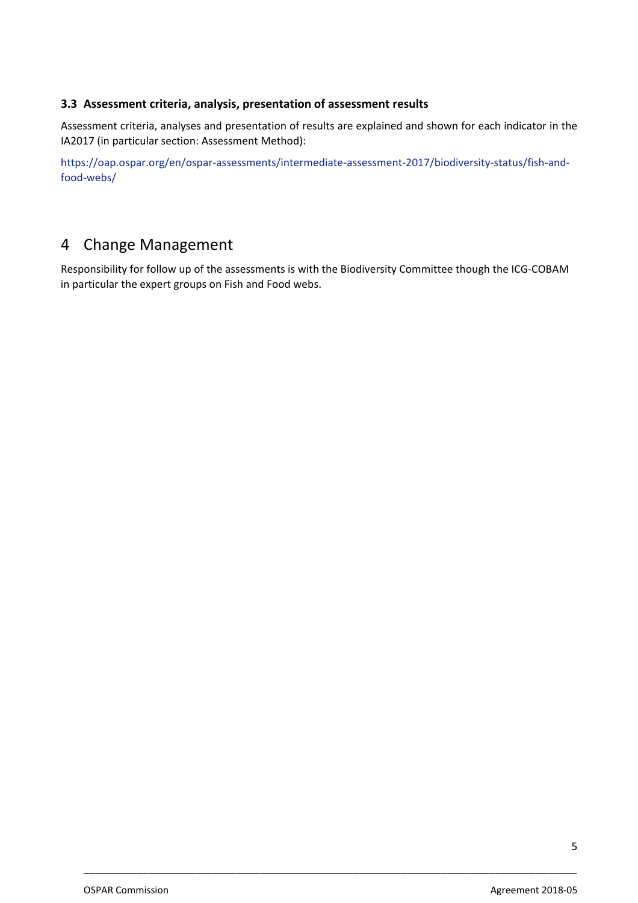### 3.3 Assessment criteria, analysis, presentation of assessment results

Assessment criteria, analyses and presentation of results are explained and shown for each indicator in the IA2017 (in particular section: Assessment Method):

https://oap.ospar.org/en/ospar-assessments/intermediate-assessment-2017/biodiversity-status/fish-and-food-webs/

# 4 Change Management

Responsibility for follow up of the assessments is with the Biodiversity Committee though the ICG-COBAM in particular the expert groups on Fish and Food webs.